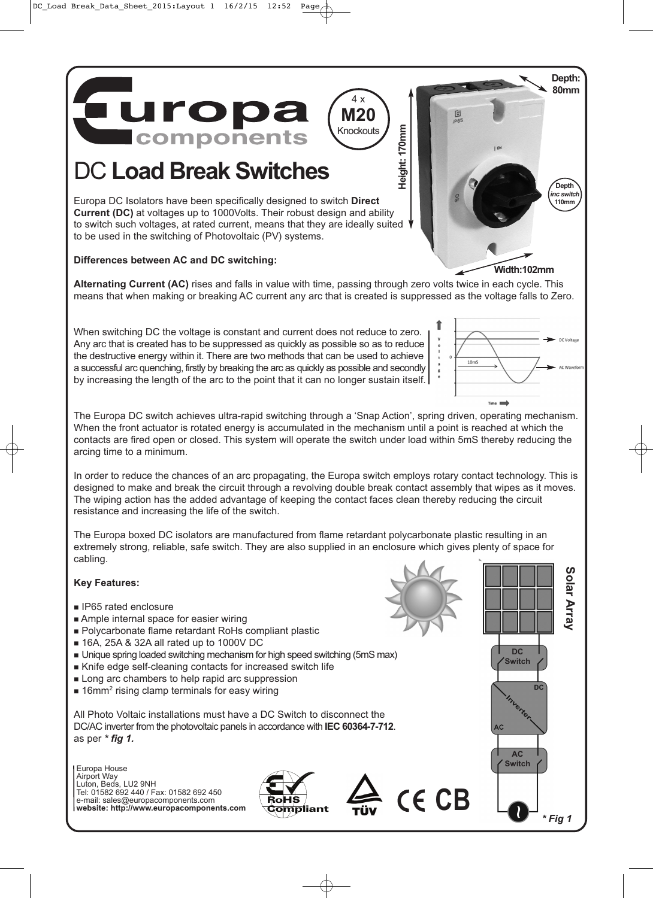# Europa components

4 x **M20** Knockouts

Height: 170mm

Depth: 80mm

Depth inc switch 110mm

Width:102mm

## DC **Load Break Switches**

Europa DC Isolators have been specifically designed to switch **Direct Current (DC)** at voltages up to 1000Volts. Their robust design and ability to switch such voltages, at rated current, means that they are ideally suited to be used in the switching of Photovoltaic (PV) systems.

**Differences between AC and DC switching:**

**Alternating Current (AC)** rises and falls in value with time, passing through zero volts twice in each cycle. This means that when making or breaking AC current any arc that is created is suppressed as the voltage falls to Zero.

When switching DC the voltage is constant and current does not reduce to zero. Any arc that is created has to be suppressed as quickly as possible so as to reduce the destructive energy within it. There are two methods that can be used to achieve a successful arc quenching, firstly by breaking the arc as quickly as possible and secondly by increasing the length of the arc to the point that it can no longer sustain itself.

The Europa DC switch achieves ultra-rapid switching through a 'Snap Action', spring driven, operating mechanism. When the front actuator is rotated energy is accumulated in the mechanism until a point is reached at which the contacts are fired open or closed. This system will operate the switch under load within 5mS thereby reducing the arcing time to a minimum.

In order to reduce the chances of an arc propagating, the Europa switch employs rotary contact technology. This is designed to make and break the circuit through a revolving double break contact assembly that wipes as it moves. The wiping action has the added advantage of keeping the contact faces clean thereby reducing the circuit resistance and increasing the life of the switch.

The Europa boxed DC isolators are manufactured from flame retardant polycarbonate plastic resulting in an extremely strong, reliable, safe switch. They are also supplied in an enclosure which gives plenty of space for cabling.

**Key Features:**

- IP65 rated enclosure
- Ample internal space for easier wiring
- Polycarbonate flame retardant RoHs compliant plastic
- 16A, 25A & 32A all rated up to 1000V DC
- Unique spring loaded switching mechanism for high speed switching (5mS max)
- Knife edge self-cleaning contacts for increased switch life
- Long arc chambers to help rapid arc suppression
- 16mm$^2$ rising clamp terminals for easy wiring

All Photo Voltaic installations must have a DC Switch to disconnect the DC/AC inverter from the photovoltaic panels in accordance with **IEC 60364-7-712**. as per ***\* fig 1.***

Solar Array — DC Switch — Inverter (DC / AC) — AC Switch

*\* Fig 1*

Europa House
Airport Way
Luton, Beds, LU2 9NH
Tel: 01582 692 440 / Fax: 01582 692 450
e-mail: sales@europacomponents.com
**website: http://www.europacomponents.com**

RoHS Compliant · TÜV · CE · CB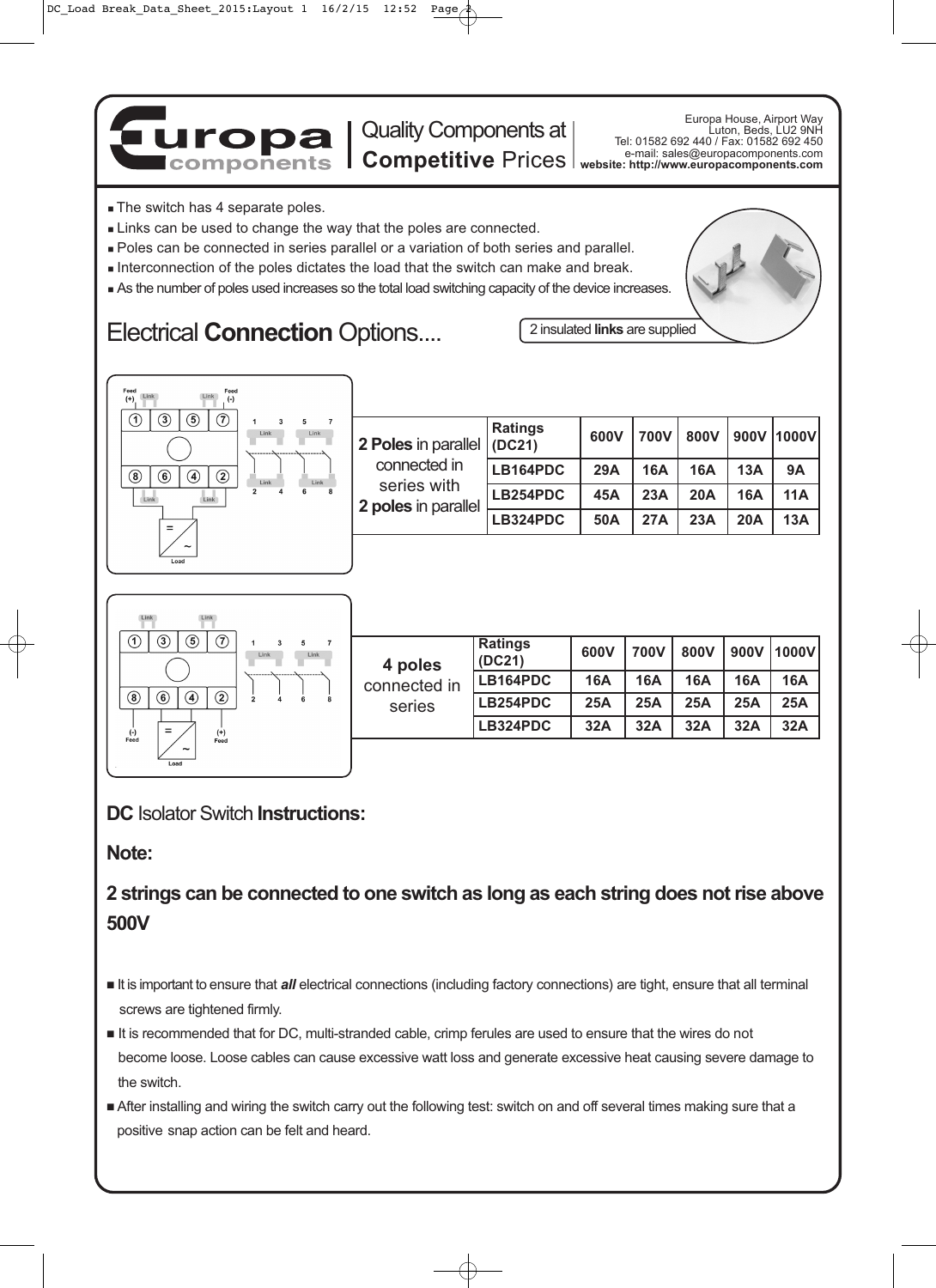**Europa components** | Quality Components at **Competitive** Prices

Europa House, Airport Way
Luton, Beds, LU2 9NH
Tel: 01582 692 440 / Fax: 01582 692 450
e-mail: sales@europacomponents.com
**website: http://www.europacomponents.com**

- The switch has 4 separate poles.
- Links can be used to change the way that the poles are connected.
- Poles can be connected in series parallel or a variation of both series and parallel.
- Interconnection of the poles dictates the load that the switch can make and break.
- As the number of poles used increases so the total load switching capacity of the device increases.

## Electrical **Connection** Options....

2 insulated **links** are supplied

Feed (+) Link Link Feed (-)
1 3 5 7
8 6 4 2
Link Link
Load

**2 Poles** in parallel connected in series with **2 poles** in parallel

| Ratings (DC21) | 600V | 700V | 800V | 900V | 1000V |
|---|---|---|---|---|---|
| LB164PDC | 29A | 16A | 16A | 13A | 9A |
| LB254PDC | 45A | 23A | 20A | 16A | 11A |
| LB324PDC | 50A | 27A | 23A | 20A | 13A |

Link Link
1 3 5 7
8 6 4 2
(-) Feed (+) Feed
Load

**4 poles** connected in series

| Ratings (DC21) | 600V | 700V | 800V | 900V | 1000V |
|---|---|---|---|---|---|
| LB164PDC | 16A | 16A | 16A | 16A | 16A |
| LB254PDC | 25A | 25A | 25A | 25A | 25A |
| LB324PDC | 32A | 32A | 32A | 32A | 32A |

## **DC** Isolator Switch **Instructions:**

### Note:

### 2 strings can be connected to one switch as long as each string does not rise above 500V

- It is important to ensure that ***all*** electrical connections (including factory connections) are tight, ensure that all terminal screws are tightened firmly.
- It is recommended that for DC, multi-stranded cable, crimp ferules are used to ensure that the wires do not become loose. Loose cables can cause excessive watt loss and generate excessive heat causing severe damage to the switch.
- After installing and wiring the switch carry out the following test: switch on and off several times making sure that a positive snap action can be felt and heard.